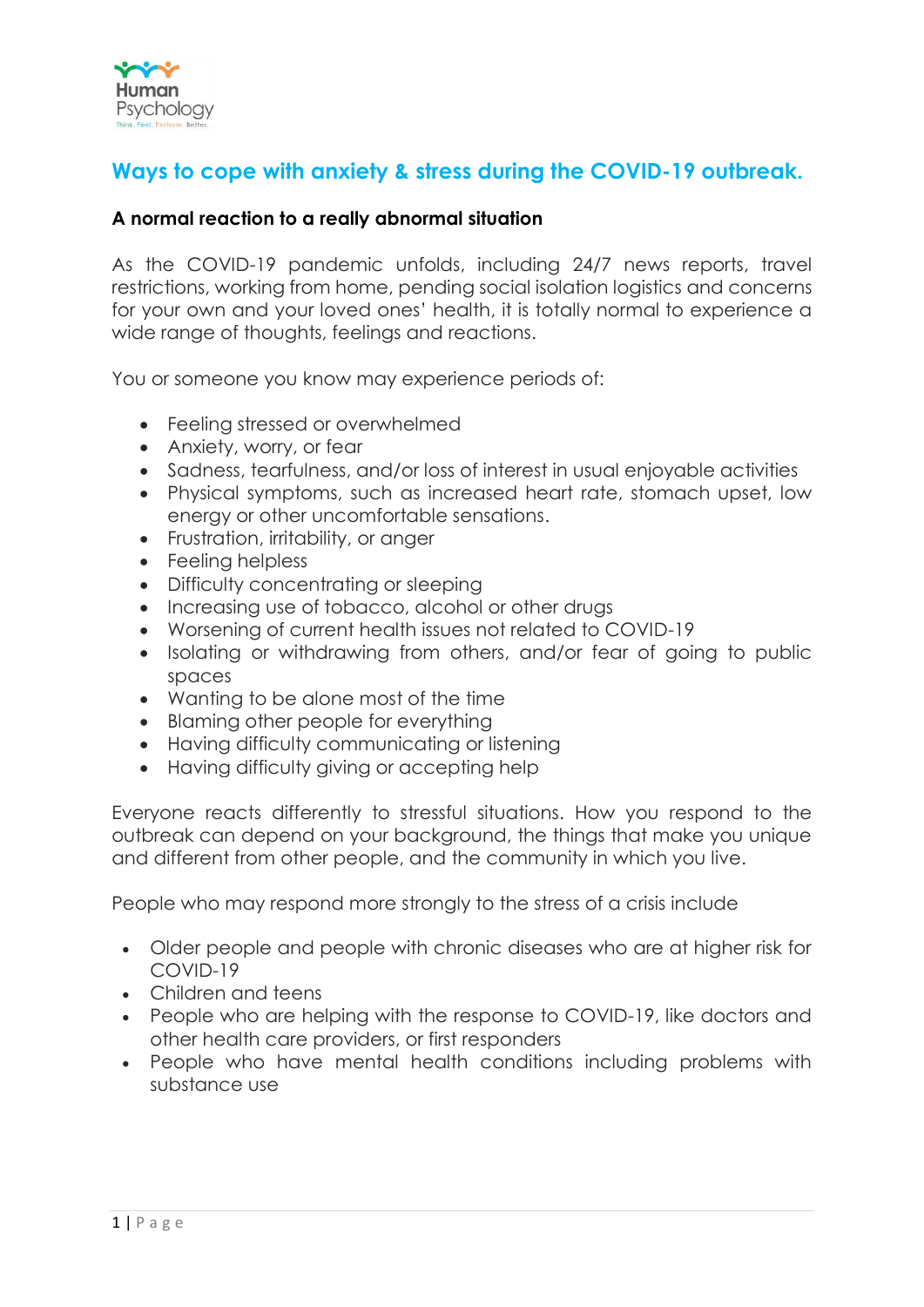# Ways to cope with anxiety & stress during the COVID-19 outbreak.

**A normal reaction to a really abnormal situation**

As the COVID-19 pandemic unfolds, including 24/7 news reports, travel restrictions, working from home, pending social isolation logistics and concerns for your own and your loved ones' health, it is totally normal to experience a wide range of thoughts, feelings and reactions.

You or someone you know may experience periods of:

- Feeling stressed or overwhelmed
- Anxiety, worry, or fear
- Sadness, tearfulness, and/or loss of interest in usual enjoyable activities
- Physical symptoms, such as increased heart rate, stomach upset, low energy or other uncomfortable sensations.
- Frustration, irritability, or anger
- Feeling helpless
- Difficulty concentrating or sleeping
- Increasing use of tobacco, alcohol or other drugs
- Worsening of current health issues not related to COVID-19
- Isolating or withdrawing from others, and/or fear of going to public spaces
- Wanting to be alone most of the time
- Blaming other people for everything
- Having difficulty communicating or listening
- Having difficulty giving or accepting help

Everyone reacts differently to stressful situations. How you respond to the outbreak can depend on your background, the things that make you unique and different from other people, and the community in which you live.

People who may respond more strongly to the stress of a crisis include

- Older people and people with chronic diseases who are at higher risk for COVID-19
- Children and teens
- People who are helping with the response to COVID-19, like doctors and other health care providers, or first responders
- People who have mental health conditions including problems with substance use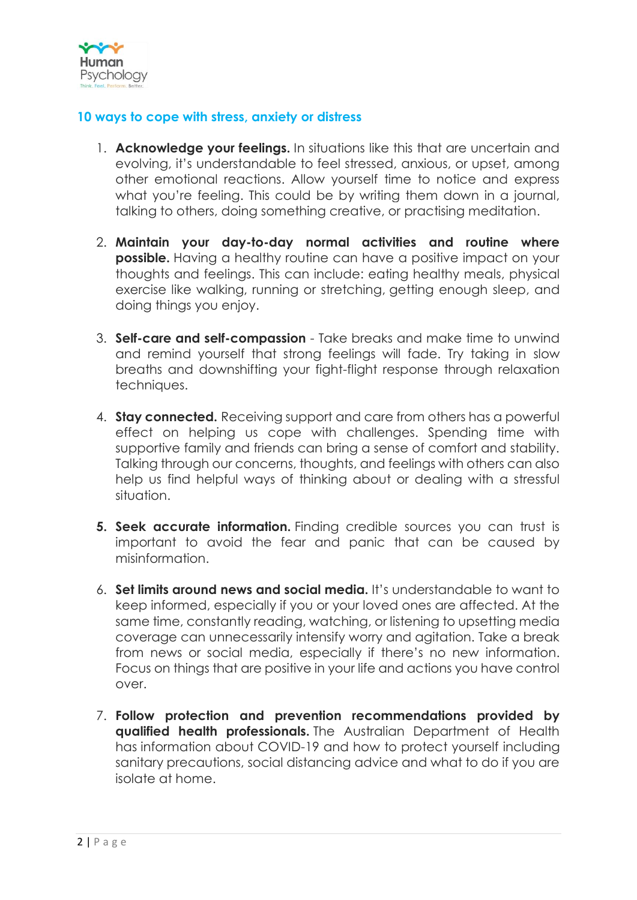## 10 ways to cope with stress, anxiety or distress

1. **Acknowledge your feelings.** In situations like this that are uncertain and evolving, it's understandable to feel stressed, anxious, or upset, among other emotional reactions. Allow yourself time to notice and express what you're feeling. This could be by writing them down in a journal, talking to others, doing something creative, or practising meditation.

2. **Maintain your day-to-day normal activities and routine where possible.** Having a healthy routine can have a positive impact on your thoughts and feelings. This can include: eating healthy meals, physical exercise like walking, running or stretching, getting enough sleep, and doing things you enjoy.

3. **Self-care and self-compassion** - Take breaks and make time to unwind and remind yourself that strong feelings will fade. Try taking in slow breaths and downshifting your fight-flight response through relaxation techniques.

4. **Stay connected.** Receiving support and care from others has a powerful effect on helping us cope with challenges. Spending time with supportive family and friends can bring a sense of comfort and stability. Talking through our concerns, thoughts, and feelings with others can also help us find helpful ways of thinking about or dealing with a stressful situation.

5. **Seek accurate information.** Finding credible sources you can trust is important to avoid the fear and panic that can be caused by misinformation.

6. **Set limits around news and social media.** It's understandable to want to keep informed, especially if you or your loved ones are affected. At the same time, constantly reading, watching, or listening to upsetting media coverage can unnecessarily intensify worry and agitation. Take a break from news or social media, especially if there's no new information. Focus on things that are positive in your life and actions you have control over.

7. **Follow protection and prevention recommendations provided by qualified health professionals.** The Australian Department of Health has information about COVID-19 and how to protect yourself including sanitary precautions, social distancing advice and what to do if you are isolate at home.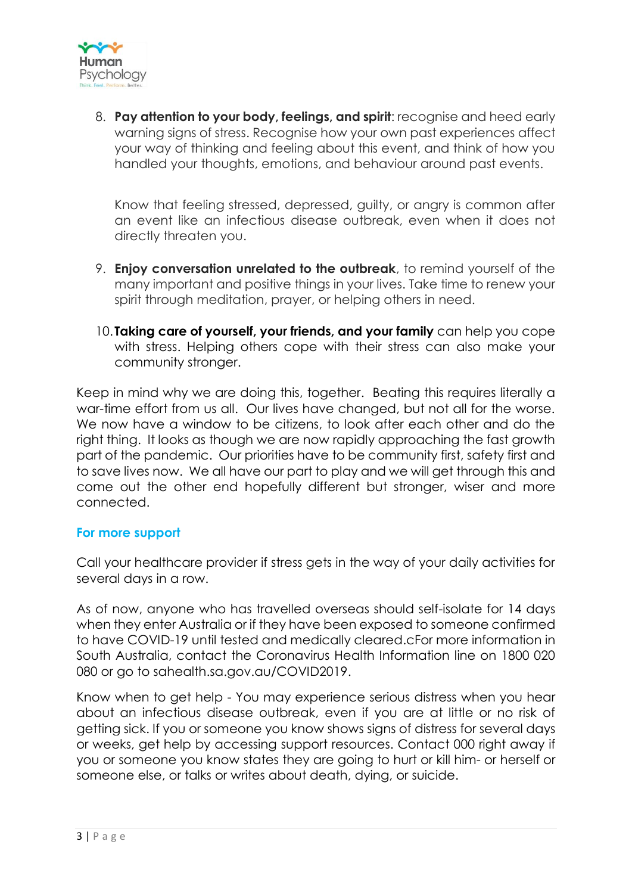8. **Pay attention to your body, feelings, and spirit**: recognise and heed early warning signs of stress. Recognise how your own past experiences affect your way of thinking and feeling about this event, and think of how you handled your thoughts, emotions, and behaviour around past events.

   Know that feeling stressed, depressed, guilty, or angry is common after an event like an infectious disease outbreak, even when it does not directly threaten you.

9. **Enjoy conversation unrelated to the outbreak**, to remind yourself of the many important and positive things in your lives. Take time to renew your spirit through meditation, prayer, or helping others in need.

10. **Taking care of yourself, your friends, and your family** can help you cope with stress. Helping others cope with their stress can also make your community stronger.

Keep in mind why we are doing this, together. Beating this requires literally a war-time effort from us all. Our lives have changed, but not all for the worse. We now have a window to be citizens, to look after each other and do the right thing. It looks as though we are now rapidly approaching the fast growth part of the pandemic. Our priorities have to be community first, safety first and to save lives now. We all have our part to play and we will get through this and come out the other end hopefully different but stronger, wiser and more connected.

## For more support

Call your healthcare provider if stress gets in the way of your daily activities for several days in a row.

As of now, anyone who has travelled overseas should self-isolate for 14 days when they enter Australia or if they have been exposed to someone confirmed to have COVID-19 until tested and medically cleared.cFor more information in South Australia, contact the Coronavirus Health Information line on 1800 020 080 or go to sahealth.sa.gov.au/COVID2019.

Know when to get help - You may experience serious distress when you hear about an infectious disease outbreak, even if you are at little or no risk of getting sick. If you or someone you know shows signs of distress for several days or weeks, get help by accessing support resources. Contact 000 right away if you or someone you know states they are going to hurt or kill him- or herself or someone else, or talks or writes about death, dying, or suicide.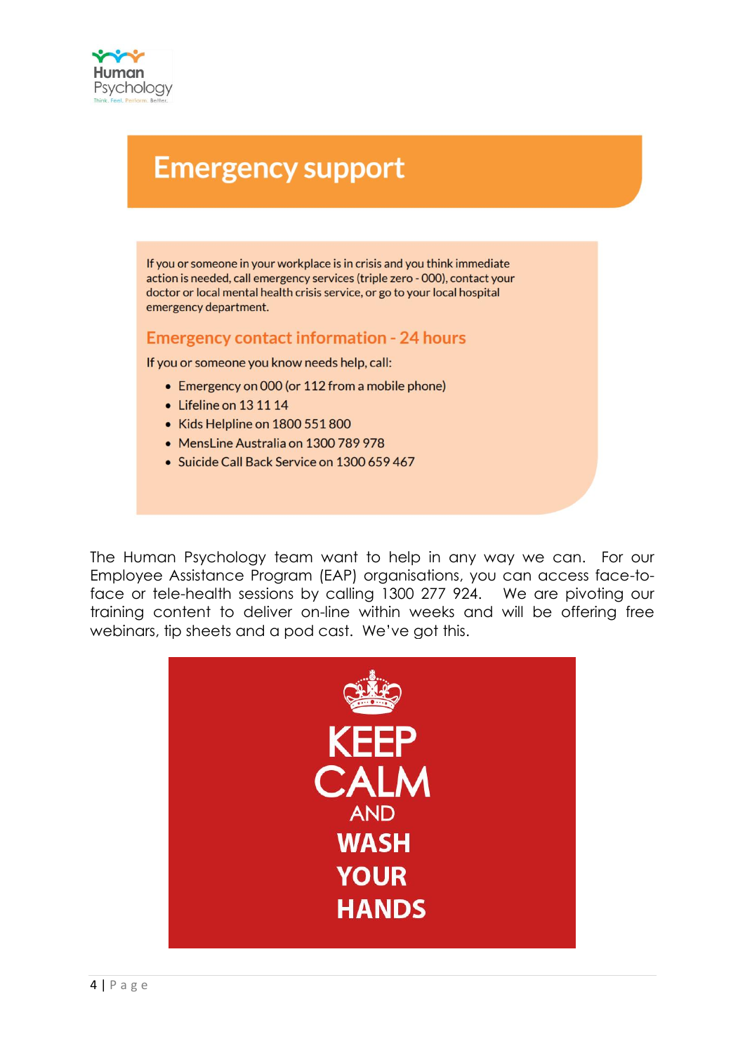# Emergency support

If you or someone in your workplace is in crisis and you think immediate action is needed, call emergency services (triple zero - 000), contact your doctor or local mental health crisis service, or go to your local hospital emergency department.

## Emergency contact information - 24 hours

If you or someone you know needs help, call:

- Emergency on 000 (or 112 from a mobile phone)
- Lifeline on 13 11 14
- Kids Helpline on 1800 551 800
- MensLine Australia on 1300 789 978
- Suicide Call Back Service on 1300 659 467

The Human Psychology team want to help in any way we can. For our Employee Assistance Program (EAP) organisations, you can access face-to-face or tele-health sessions by calling 1300 277 924. We are pivoting our training content to deliver on-line within weeks and will be offering free webinars, tip sheets and a pod cast. We've got this.

KEEP CALM AND WASH YOUR HANDS